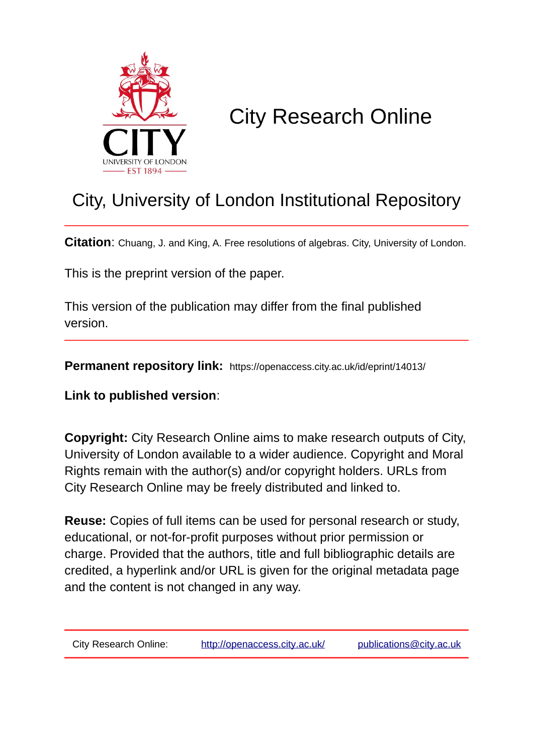# City Research Online

## City, University of London Institutional Repository

**Citation**: Chuang, J. and King, A. Free resolutions of algebras. City, University of London.

This is the preprint version of the paper.

This version of the publication may differ from the final published version.

**Permanent repository link:** https://openaccess.city.ac.uk/id/eprint/14013/

**Link to published version**:

**Copyright:** City Research Online aims to make research outputs of City, University of London available to a wider audience. Copyright and Moral Rights remain with the author(s) and/or copyright holders. URLs from City Research Online may be freely distributed and linked to.

**Reuse:** Copies of full items can be used for personal research or study, educational, or not-for-profit purposes without prior permission or charge. Provided that the authors, title and full bibliographic details are credited, a hyperlink and/or URL is given for the original metadata page and the content is not changed in any way.

| City Research Online: | http://openaccess.city.ac.uk/ | publications@city.ac.uk |
|---|---|---|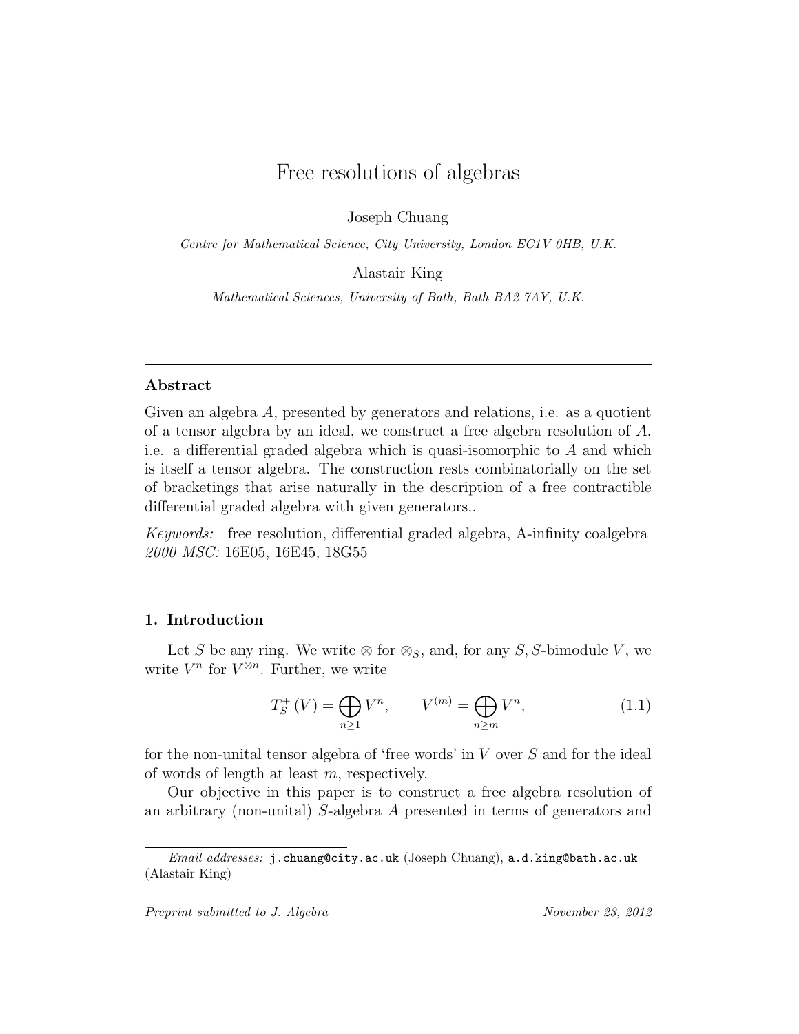# Free resolutions of algebras

Joseph Chuang

*Centre for Mathematical Science, City University, London EC1V 0HB, U.K.*

Alastair King

*Mathematical Sciences, University of Bath, Bath BA2 7AY, U.K.*

---

## Abstract

Given an algebra $A$, presented by generators and relations, i.e. as a quotient of a tensor algebra by an ideal, we construct a free algebra resolution of $A$, i.e. a differential graded algebra which is quasi-isomorphic to $A$ and which is itself a tensor algebra. The construction rests combinatorially on the set of bracketings that arise naturally in the description of a free contractible differential graded algebra with given generators..

*Keywords:* free resolution, differential graded algebra, A-infinity coalgebra
*2000 MSC:* 16E05, 16E45, 18G55

---

## 1. Introduction

Let $S$ be any ring. We write $\otimes$ for $\otimes_S$, and, for any $S,S$-bimodule $V$, we write $V^n$ for $V^{\otimes n}$. Further, we write

$$T_S^+(V) = \bigoplus_{n \geq 1} V^n, \qquad V^{(m)} = \bigoplus_{n \geq m} V^n, \tag{1.1}$$

for the non-unital tensor algebra of 'free words' in $V$ over $S$ and for the ideal of words of length at least $m$, respectively.

Our objective in this paper is to construct a free algebra resolution of an arbitrary (non-unital) $S$-algebra $A$ presented in terms of generators and

---

*Email addresses:* j.chuang@city.ac.uk (Joseph Chuang), a.d.king@bath.ac.uk (Alastair King)

*Preprint submitted to J. Algebra* November 23, 2012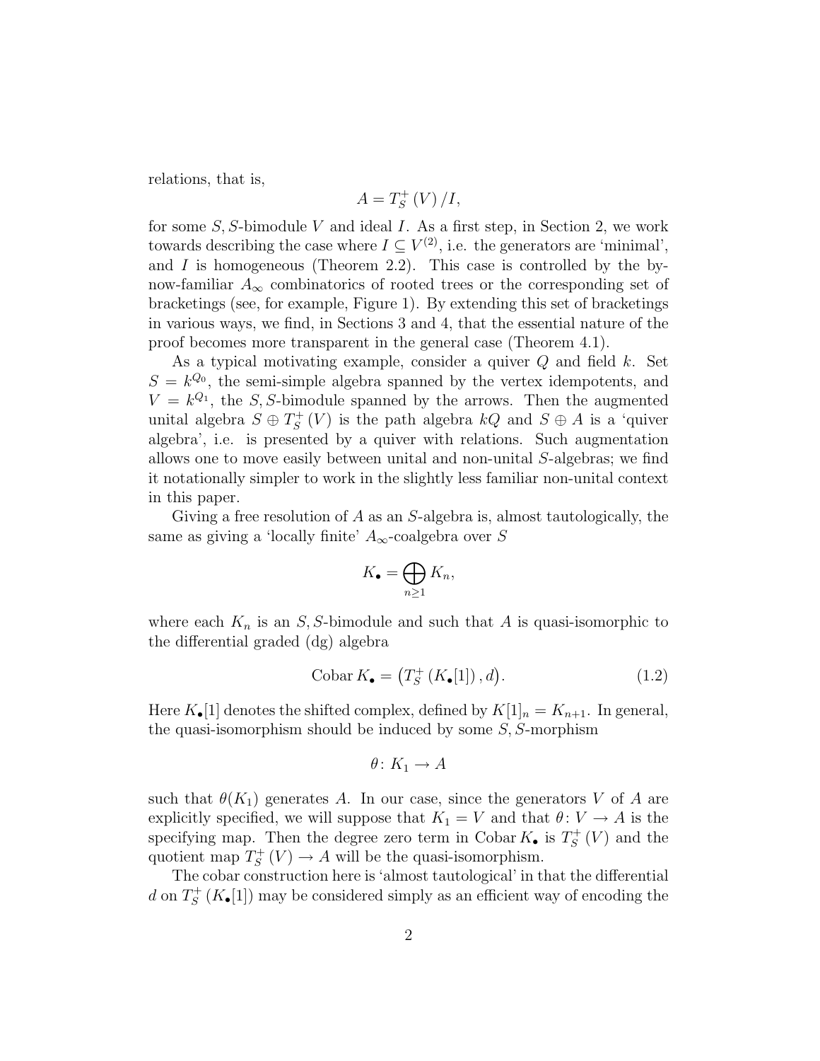relations, that is,

$$A = T_S^+(V)/I,$$

for some $S,S$-bimodule $V$ and ideal $I$. As a first step, in Section 2, we work towards describing the case where $I \subseteq V^{(2)}$, i.e. the generators are 'minimal', and $I$ is homogeneous (Theorem 2.2). This case is controlled by the by-now-familiar $A_\infty$ combinatorics of rooted trees or the corresponding set of bracketings (see, for example, Figure 1). By extending this set of bracketings in various ways, we find, in Sections 3 and 4, that the essential nature of the proof becomes more transparent in the general case (Theorem 4.1).

As a typical motivating example, consider a quiver $Q$ and field $k$. Set $S = k^{Q_0}$, the semi-simple algebra spanned by the vertex idempotents, and $V = k^{Q_1}$, the $S,S$-bimodule spanned by the arrows. Then the augmented unital algebra $S \oplus T_S^+(V)$ is the path algebra $kQ$ and $S \oplus A$ is a 'quiver algebra', i.e. is presented by a quiver with relations. Such augmentation allows one to move easily between unital and non-unital $S$-algebras; we find it notationally simpler to work in the slightly less familiar non-unital context in this paper.

Giving a free resolution of $A$ as an $S$-algebra is, almost tautologically, the same as giving a 'locally finite' $A_\infty$-coalgebra over $S$

$$K_\bullet = \bigoplus_{n \geq 1} K_n,$$

where each $K_n$ is an $S,S$-bimodule and such that $A$ is quasi-isomorphic to the differential graded (dg) algebra

$$\operatorname{Cobar} K_\bullet = \big(T_S^+(K_\bullet[1]), d\big). \tag{1.2}$$

Here $K_\bullet[1]$ denotes the shifted complex, defined by $K[1]_n = K_{n+1}$. In general, the quasi-isomorphism should be induced by some $S,S$-morphism

$$\theta \colon K_1 \to A$$

such that $\theta(K_1)$ generates $A$. In our case, since the generators $V$ of $A$ are explicitly specified, we will suppose that $K_1 = V$ and that $\theta \colon V \to A$ is the specifying map. Then the degree zero term in $\operatorname{Cobar} K_\bullet$ is $T_S^+(V)$ and the quotient map $T_S^+(V) \to A$ will be the quasi-isomorphism.

The cobar construction here is 'almost tautological' in that the differential $d$ on $T_S^+(K_\bullet[1])$ may be considered simply as an efficient way of encoding the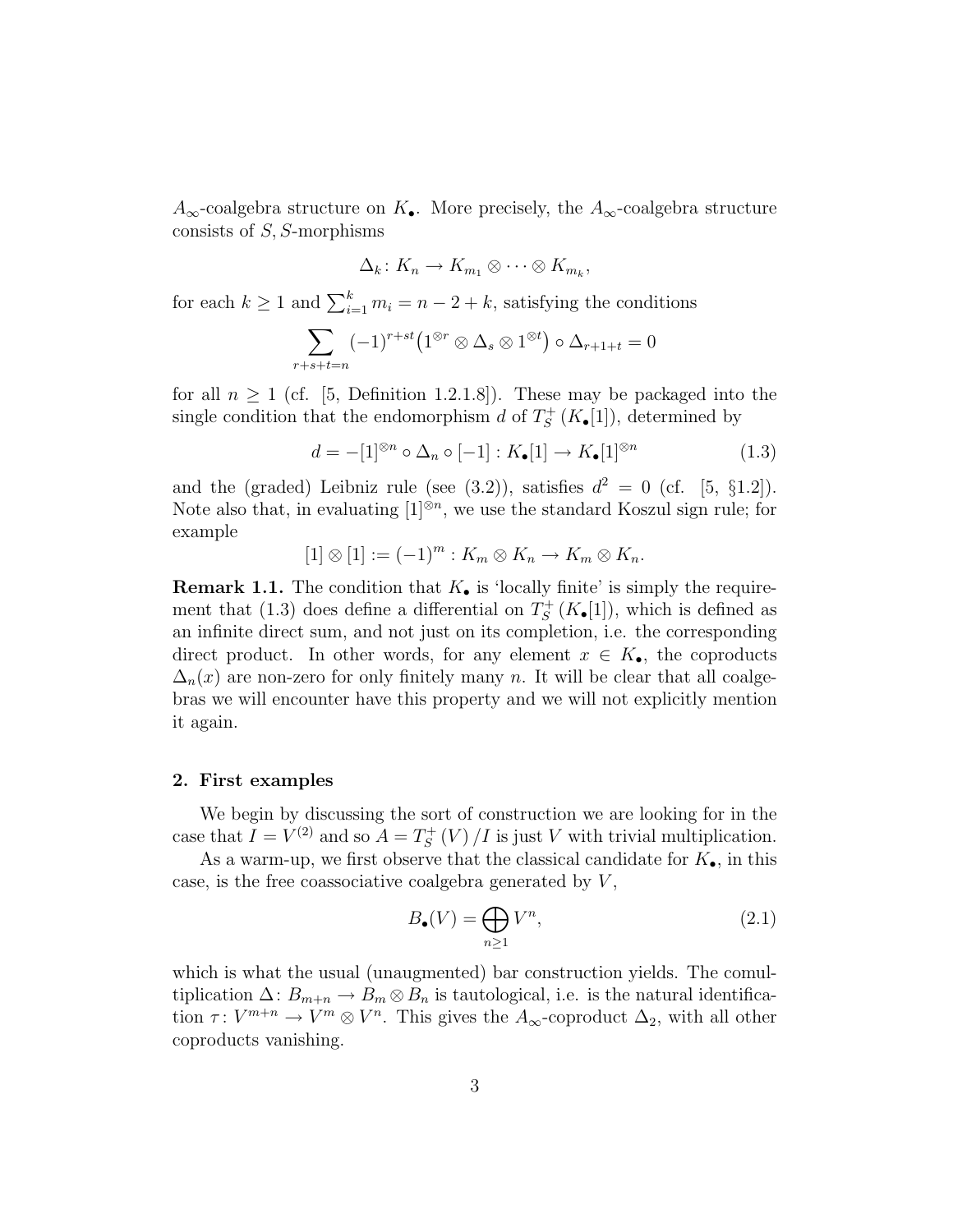$A_\infty$-coalgebra structure on $K_\bullet$. More precisely, the $A_\infty$-coalgebra structure consists of $S, S$-morphisms

$$\Delta_k \colon K_n \to K_{m_1} \otimes \cdots \otimes K_{m_k},$$

for each $k \geq 1$ and $\sum_{i=1}^k m_i = n - 2 + k$, satisfying the conditions

$$\sum_{r+s+t=n} (-1)^{r+st} \big(1^{\otimes r} \otimes \Delta_s \otimes 1^{\otimes t}\big) \circ \Delta_{r+1+t} = 0$$

for all $n \geq 1$ (cf. [5, Definition 1.2.1.8]). These may be packaged into the single condition that the endomorphism $d$ of $T_S^+(K_\bullet[1])$, determined by

$$d = -[1]^{\otimes n} \circ \Delta_n \circ [-1] : K_\bullet[1] \to K_\bullet[1]^{\otimes n} \tag{1.3}$$

and the (graded) Leibniz rule (see (3.2)), satisfies $d^2 = 0$ (cf. [5, §1.2]). Note also that, in evaluating $[1]^{\otimes n}$, we use the standard Koszul sign rule; for example

$$[1] \otimes [1] := (-1)^m : K_m \otimes K_n \to K_m \otimes K_n.$$

**Remark 1.1.** The condition that $K_\bullet$ is 'locally finite' is simply the requirement that (1.3) does define a differential on $T_S^+(K_\bullet[1])$, which is defined as an infinite direct sum, and not just on its completion, i.e. the corresponding direct product. In other words, for any element $x \in K_\bullet$, the coproducts $\Delta_n(x)$ are non-zero for only finitely many $n$. It will be clear that all coalgebras we will encounter have this property and we will not explicitly mention it again.

## 2. First examples

We begin by discussing the sort of construction we are looking for in the case that $I = V^{(2)}$ and so $A = T_S^+(V)/I$ is just $V$ with trivial multiplication.

As a warm-up, we first observe that the classical candidate for $K_\bullet$, in this case, is the free coassociative coalgebra generated by $V$,

$$B_\bullet(V) = \bigoplus_{n \geq 1} V^n, \tag{2.1}$$

which is what the usual (unaugmented) bar construction yields. The comultiplication $\Delta \colon B_{m+n} \to B_m \otimes B_n$ is tautological, i.e. is the natural identification $\tau \colon V^{m+n} \to V^m \otimes V^n$. This gives the $A_\infty$-coproduct $\Delta_2$, with all other coproducts vanishing.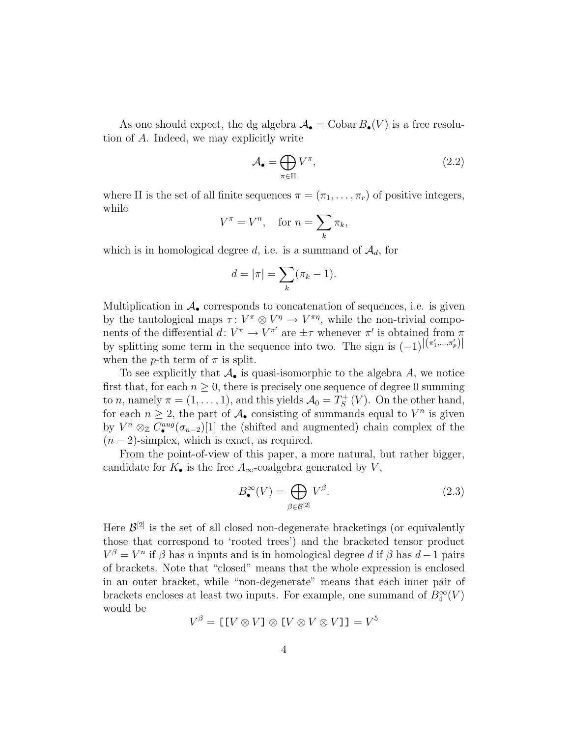As one should expect, the dg algebra $\mathcal{A}_\bullet = \operatorname{Cobar} B_\bullet(V)$ is a free resolution of $A$. Indeed, we may explicitly write

$$\mathcal{A}_\bullet = \bigoplus_{\pi \in \Pi} V^\pi, \tag{2.2}$$

where $\Pi$ is the set of all finite sequences $\pi = (\pi_1, \ldots, \pi_r)$ of positive integers, while

$$V^\pi = V^n, \quad \text{for } n = \sum_k \pi_k,$$

which is in homological degree $d$, i.e. is a summand of $\mathcal{A}_d$, for

$$d = |\pi| = \sum_k (\pi_k - 1).$$

Multiplication in $\mathcal{A}_\bullet$ corresponds to concatenation of sequences, i.e. is given by the tautological maps $\tau \colon V^\pi \otimes V^\eta \to V^{\pi\eta}$, while the non-trivial components of the differential $d \colon V^\pi \to V^{\pi'}$ are $\pm\tau$ whenever $\pi'$ is obtained from $\pi$ by splitting some term in the sequence into two. The sign is $(-1)^{|(\pi'_1, \ldots, \pi'_p)|}$ when the $p$-th term of $\pi$ is split.

To see explicitly that $\mathcal{A}_\bullet$ is quasi-isomorphic to the algebra $A$, we notice first that, for each $n \geq 0$, there is precisely one sequence of degree 0 summing to $n$, namely $\pi = (1, \ldots, 1)$, and this yields $\mathcal{A}_0 = T_S^+(V)$. On the other hand, for each $n \geq 2$, the part of $\mathcal{A}_\bullet$ consisting of summands equal to $V^n$ is given by $V^n \otimes_{\mathbb{Z}} C_\bullet^{aug}(\sigma_{n-2})[1]$ the (shifted and augmented) chain complex of the $(n-2)$-simplex, which is exact, as required.

From the point-of-view of this paper, a more natural, but rather bigger, candidate for $K_\bullet$ is the free $A_\infty$-coalgebra generated by $V$,

$$B_\bullet^\infty(V) = \bigoplus_{\beta \in \mathcal{B}^{[2]}} V^\beta. \tag{2.3}$$

Here $\mathcal{B}^{[2]}$ is the set of all closed non-degenerate bracketings (or equivalently those that correspond to 'rooted trees') and the bracketed tensor product $V^\beta = V^n$ if $\beta$ has $n$ inputs and is in homological degree $d$ if $\beta$ has $d-1$ pairs of brackets. Note that "closed" means that the whole expression is enclosed in an outer bracket, while "non-degenerate" means that each inner pair of brackets encloses at least two inputs. For example, one summand of $B_4^\infty(V)$ would be

$$V^\beta = [[V \otimes V] \otimes [V \otimes V \otimes V]] = V^5$$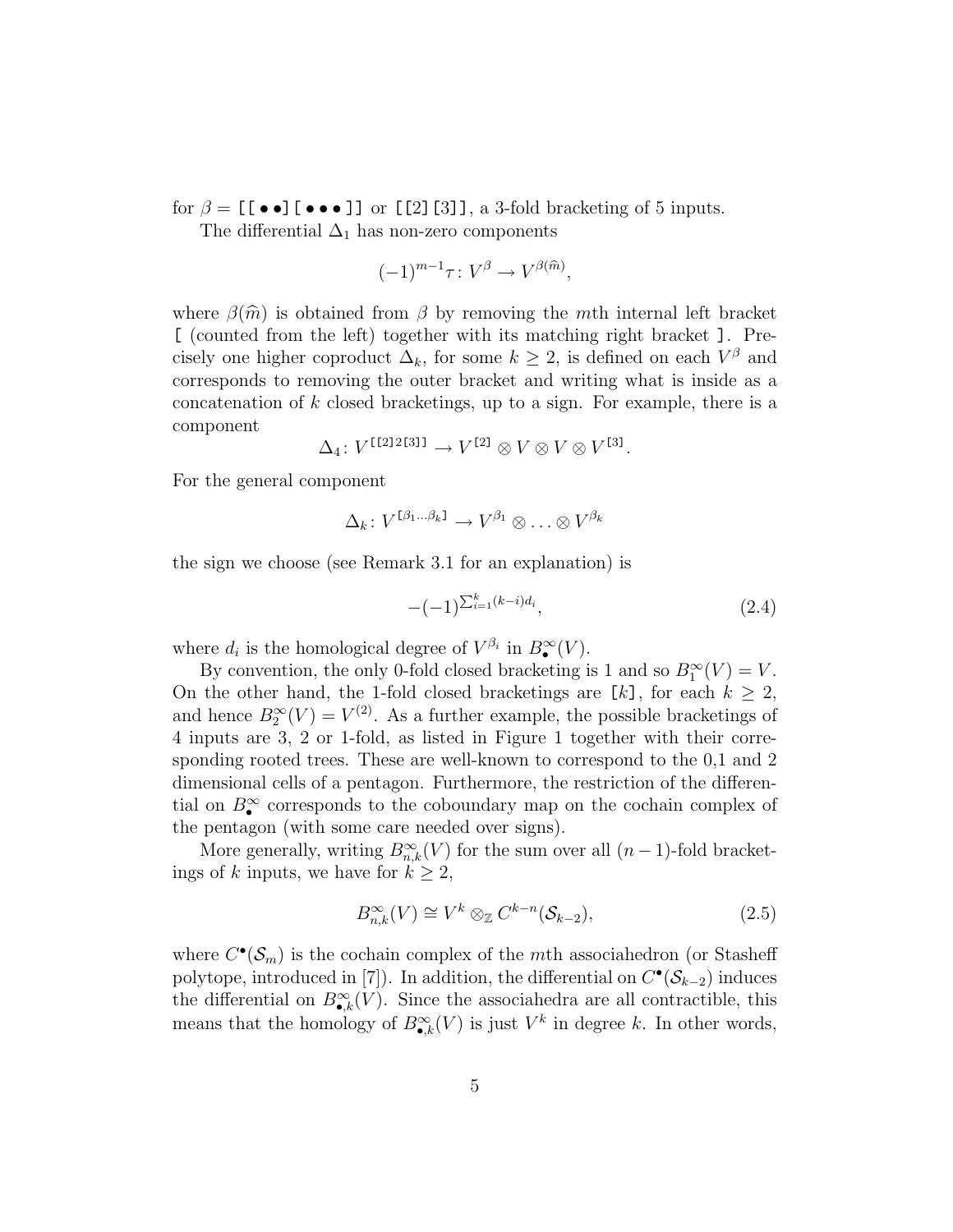for $\beta = \texttt{[[}\bullet\bullet\texttt{][}\bullet\bullet\bullet\texttt{]]}$ or `[[2][3]]`, a 3-fold bracketing of 5 inputs.

The differential $\Delta_1$ has non-zero components

$$(-1)^{m-1}\tau\colon V^{\beta} \to V^{\beta(\widehat{m})},$$

where $\beta(\widehat{m})$ is obtained from $\beta$ by removing the $m$th internal left bracket `[` (counted from the left) together with its matching right bracket `]`. Precisely one higher coproduct $\Delta_k$, for some $k \geq 2$, is defined on each $V^{\beta}$ and corresponds to removing the outer bracket and writing what is inside as a concatenation of $k$ closed bracketings, up to a sign. For example, there is a component

$$\Delta_4\colon V^{\texttt{[[2]2[3]]}} \to V^{\texttt{[2]}} \otimes V \otimes V \otimes V^{\texttt{[3]}}.$$

For the general component

$$\Delta_k\colon V^{\texttt{[}\beta_1\ldots\beta_k\texttt{]}} \to V^{\beta_1} \otimes \ldots \otimes V^{\beta_k}$$

the sign we choose (see Remark 3.1 for an explanation) is

$$-(-1)^{\sum_{i=1}^{k}(k-i)d_i}, \tag{2.4}$$

where $d_i$ is the homological degree of $V^{\beta_i}$ in $B^{\infty}_{\bullet}(V)$.

By convention, the only 0-fold closed bracketing is 1 and so $B^{\infty}_1(V) = V$. On the other hand, the 1-fold closed bracketings are `[`$k$`]`, for each $k \geq 2$, and hence $B^{\infty}_2(V) = V^{(2)}$. As a further example, the possible bracketings of 4 inputs are 3, 2 or 1-fold, as listed in Figure 1 together with their corresponding rooted trees. These are well-known to correspond to the 0,1 and 2 dimensional cells of a pentagon. Furthermore, the restriction of the differential on $B^{\infty}_{\bullet}$ corresponds to the coboundary map on the cochain complex of the pentagon (with some care needed over signs).

More generally, writing $B^{\infty}_{n,k}(V)$ for the sum over all $(n-1)$-fold bracketings of $k$ inputs, we have for $k \geq 2$,

$$B^{\infty}_{n,k}(V) \cong V^k \otimes_{\mathbb{Z}} C^{k-n}(\mathcal{S}_{k-2}), \tag{2.5}$$

where $C^{\bullet}(\mathcal{S}_m)$ is the cochain complex of the $m$th associahedron (or Stasheff polytope, introduced in [7]). In addition, the differential on $C^{\bullet}(\mathcal{S}_{k-2})$ induces the differential on $B^{\infty}_{\bullet,k}(V)$. Since the associahedra are all contractible, this means that the homology of $B^{\infty}_{\bullet,k}(V)$ is just $V^k$ in degree $k$. In other words,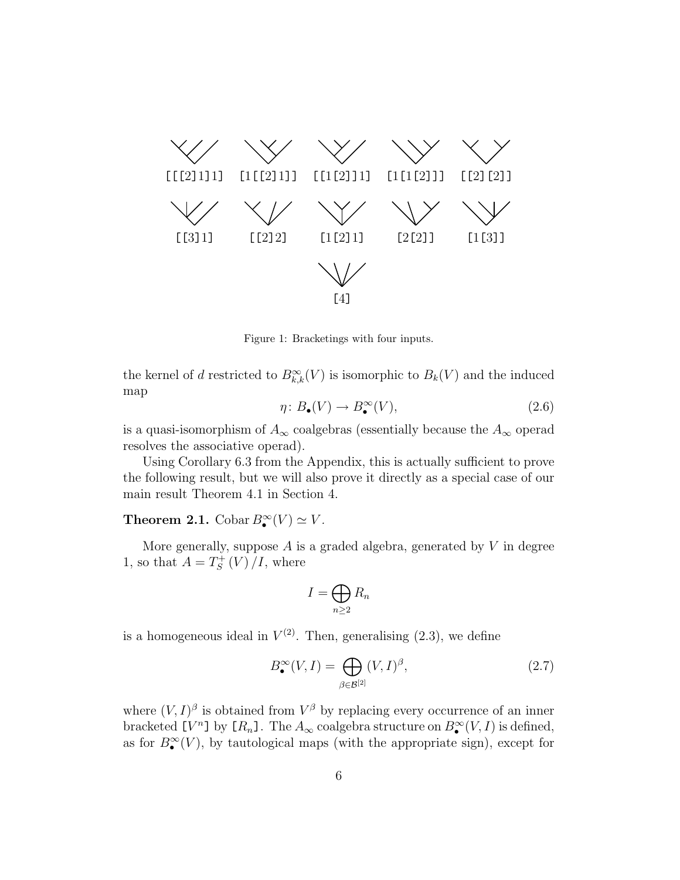`[[[2]1]1]` `[1[[2]1]]` `[[1[2]]1]` `[1[1[2]]]` `[[2][2]]`

`[[3]1]` `[[2]2]` `[1[2]1]` `[2[2]]` `[1[3]]`

`[4]`

Figure 1: Bracketings with four inputs.

the kernel of $d$ restricted to $B^{\infty}_{k,k}(V)$ is isomorphic to $B_k(V)$ and the induced map

$$\eta\colon B_{\bullet}(V) \to B^{\infty}_{\bullet}(V), \tag{2.6}$$

is a quasi-isomorphism of $A_\infty$ coalgebras (essentially because the $A_\infty$ operad resolves the associative operad).

Using Corollary 6.3 from the Appendix, this is actually sufficient to prove the following result, but we will also prove it directly as a special case of our main result Theorem 4.1 in Section 4.

**Theorem 2.1.** Cobar $B^{\infty}_{\bullet}(V) \simeq V$.

More generally, suppose $A$ is a graded algebra, generated by $V$ in degree 1, so that $A = T^{+}_{S}(V)/I$, where

$$I = \bigoplus_{n\geq 2} R_n$$

is a homogeneous ideal in $V^{(2)}$. Then, generalising (2.3), we define

$$B^{\infty}_{\bullet}(V,I) = \bigoplus_{\beta\in\mathcal{B}^{[2]}} (V,I)^{\beta}, \tag{2.7}$$

where $(V,I)^{\beta}$ is obtained from $V^{\beta}$ by replacing every occurrence of an inner bracketed $[V^n]$ by $[R_n]$. The $A_\infty$ coalgebra structure on $B^{\infty}_{\bullet}(V,I)$ is defined, as for $B^{\infty}_{\bullet}(V)$, by tautological maps (with the appropriate sign), except for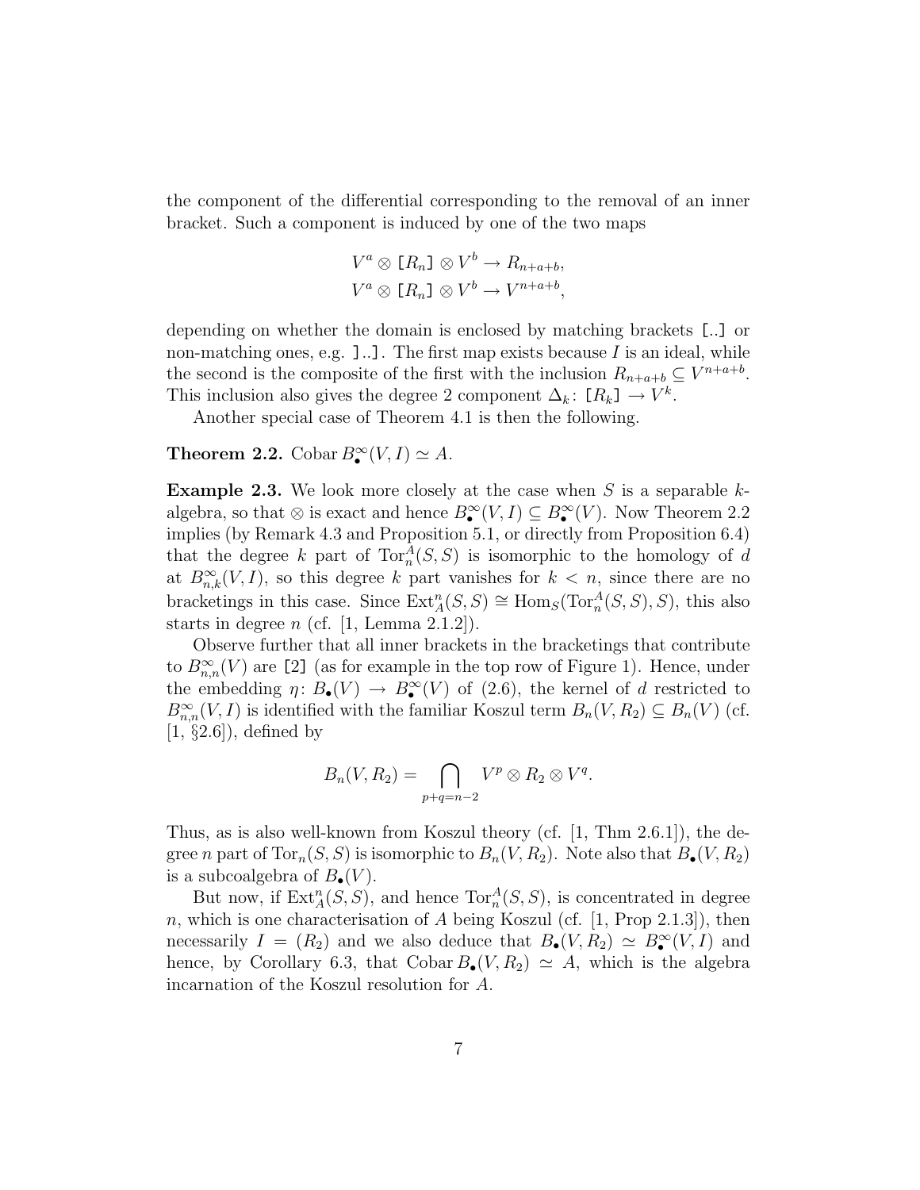the component of the differential corresponding to the removal of an inner bracket. Such a component is induced by one of the two maps

$$
\begin{aligned}
V^a \otimes \texttt{[}R_n\texttt{]} \otimes V^b &\to R_{n+a+b}, \\
V^a \otimes \texttt{[}R_n\texttt{]} \otimes V^b &\to V^{n+a+b},
\end{aligned}
$$

depending on whether the domain is enclosed by matching brackets `[..]` or non-matching ones, e.g. `]..]`. The first map exists because $I$ is an ideal, while the second is the composite of the first with the inclusion $R_{n+a+b} \subseteq V^{n+a+b}$. This inclusion also gives the degree 2 component $\Delta_k \colon \texttt{[}R_k\texttt{]} \to V^k$.

Another special case of Theorem 4.1 is then the following.

**Theorem 2.2.** $\operatorname{Cobar} B^{\infty}_{\bullet}(V, I) \simeq A$.

**Example 2.3.** We look more closely at the case when $S$ is a separable $k$-algebra, so that $\otimes$ is exact and hence $B^{\infty}_{\bullet}(V, I) \subseteq B^{\infty}_{\bullet}(V)$. Now Theorem 2.2 implies (by Remark 4.3 and Proposition 5.1, or directly from Proposition 6.4) that the degree $k$ part of $\operatorname{Tor}^A_n(S, S)$ is isomorphic to the homology of $d$ at $B^{\infty}_{n,k}(V, I)$, so this degree $k$ part vanishes for $k < n$, since there are no bracketings in this case. Since $\operatorname{Ext}^n_A(S, S) \cong \operatorname{Hom}_S(\operatorname{Tor}^A_n(S, S), S)$, this also starts in degree $n$ (cf. [1, Lemma 2.1.2]).

Observe further that all inner brackets in the bracketings that contribute to $B^{\infty}_{n,n}(V)$ are `[2]` (as for example in the top row of Figure 1). Hence, under the embedding $\eta \colon B_{\bullet}(V) \to B^{\infty}_{\bullet}(V)$ of (2.6), the kernel of $d$ restricted to $B^{\infty}_{n,n}(V, I)$ is identified with the familiar Koszul term $B_n(V, R_2) \subseteq B_n(V)$ (cf. [1, §2.6]), defined by

$$
B_n(V, R_2) = \bigcap_{p+q=n-2} V^p \otimes R_2 \otimes V^q.
$$

Thus, as is also well-known from Koszul theory (cf. [1, Thm 2.6.1]), the degree $n$ part of $\operatorname{Tor}_n(S, S)$ is isomorphic to $B_n(V, R_2)$. Note also that $B_{\bullet}(V, R_2)$ is a subcoalgebra of $B_{\bullet}(V)$.

But now, if $\operatorname{Ext}^n_A(S, S)$, and hence $\operatorname{Tor}^A_n(S, S)$, is concentrated in degree $n$, which is one characterisation of $A$ being Koszul (cf. [1, Prop 2.1.3]), then necessarily $I = (R_2)$ and we also deduce that $B_{\bullet}(V, R_2) \simeq B^{\infty}_{\bullet}(V, I)$ and hence, by Corollary 6.3, that $\operatorname{Cobar} B_{\bullet}(V, R_2) \simeq A$, which is the algebra incarnation of the Koszul resolution for $A$.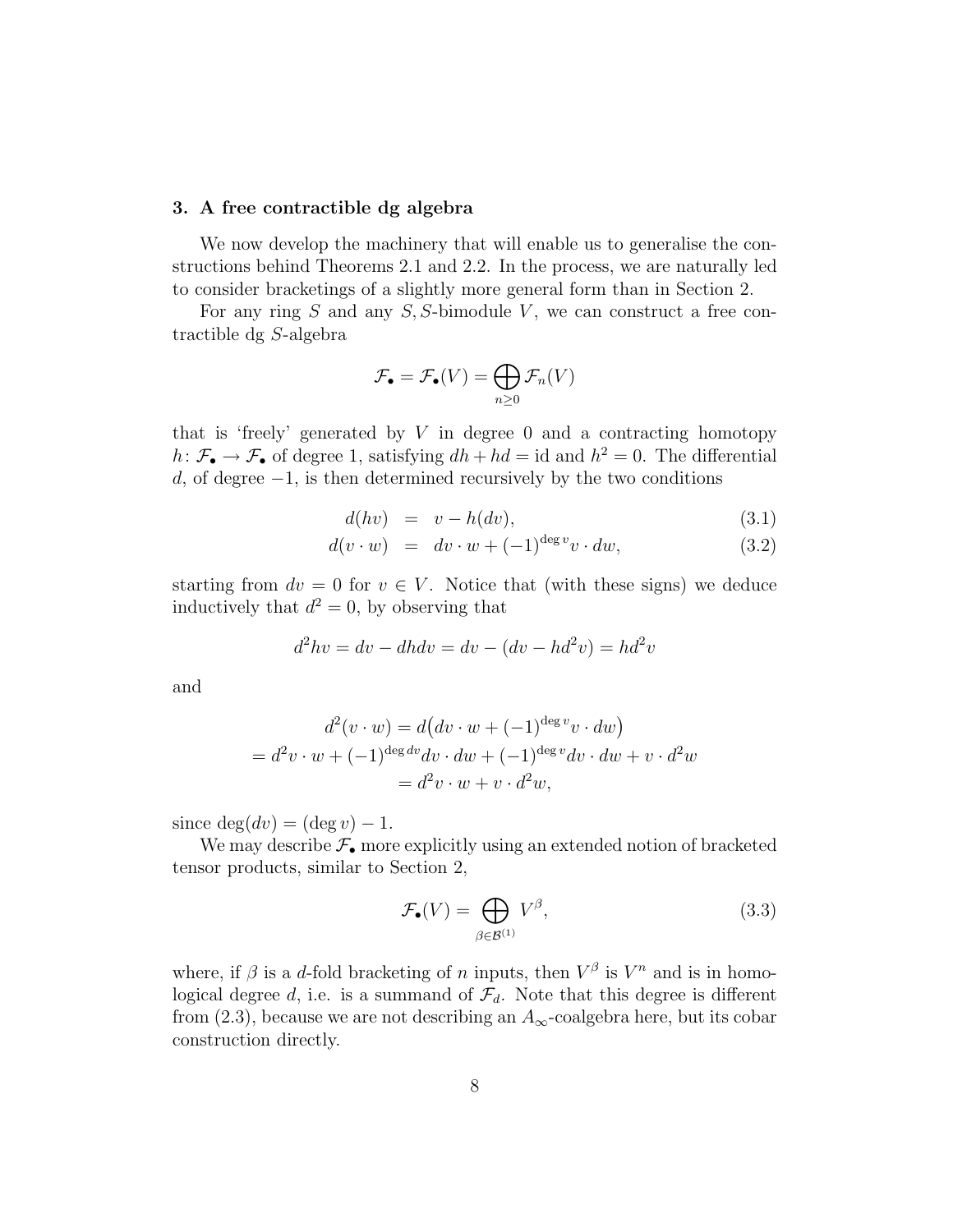## 3. A free contractible dg algebra

We now develop the machinery that will enable us to generalise the constructions behind Theorems 2.1 and 2.2. In the process, we are naturally led to consider bracketings of a slightly more general form than in Section 2.

For any ring $S$ and any $S,S$-bimodule $V$, we can construct a free contractible dg $S$-algebra

$$\mathcal{F}_\bullet = \mathcal{F}_\bullet(V) = \bigoplus_{n\geq 0} \mathcal{F}_n(V)$$

that is 'freely' generated by $V$ in degree 0 and a contracting homotopy $h\colon \mathcal{F}_\bullet \to \mathcal{F}_\bullet$ of degree 1, satisfying $dh + hd = \mathrm{id}$ and $h^2 = 0$. The differential $d$, of degree $-1$, is then determined recursively by the two conditions

$$d(hv) = v - h(dv), \tag{3.1}$$

$$d(v \cdot w) = dv \cdot w + (-1)^{\deg v} v \cdot dw, \tag{3.2}$$

starting from $dv = 0$ for $v \in V$. Notice that (with these signs) we deduce inductively that $d^2 = 0$, by observing that

$$d^2hv = dv - dhdv = dv - (dv - hd^2v) = hd^2v$$

and

$$\begin{gathered} d^2(v \cdot w) = d\big(dv \cdot w + (-1)^{\deg v} v \cdot dw\big) \\ = d^2v \cdot w + (-1)^{\deg dv} dv \cdot dw + (-1)^{\deg v} dv \cdot dw + v \cdot d^2w \\ = d^2v \cdot w + v \cdot d^2w, \end{gathered}$$

since $\deg(dv) = (\deg v) - 1$.

We may describe $\mathcal{F}_\bullet$ more explicitly using an extended notion of bracketed tensor products, similar to Section 2,

$$\mathcal{F}_\bullet(V) = \bigoplus_{\beta\in\mathcal{B}^{(1)}} V^\beta, \tag{3.3}$$

where, if $\beta$ is a $d$-fold bracketing of $n$ inputs, then $V^\beta$ is $V^n$ and is in homological degree $d$, i.e. is a summand of $\mathcal{F}_d$. Note that this degree is different from (2.3), because we are not describing an $A_\infty$-coalgebra here, but its cobar construction directly.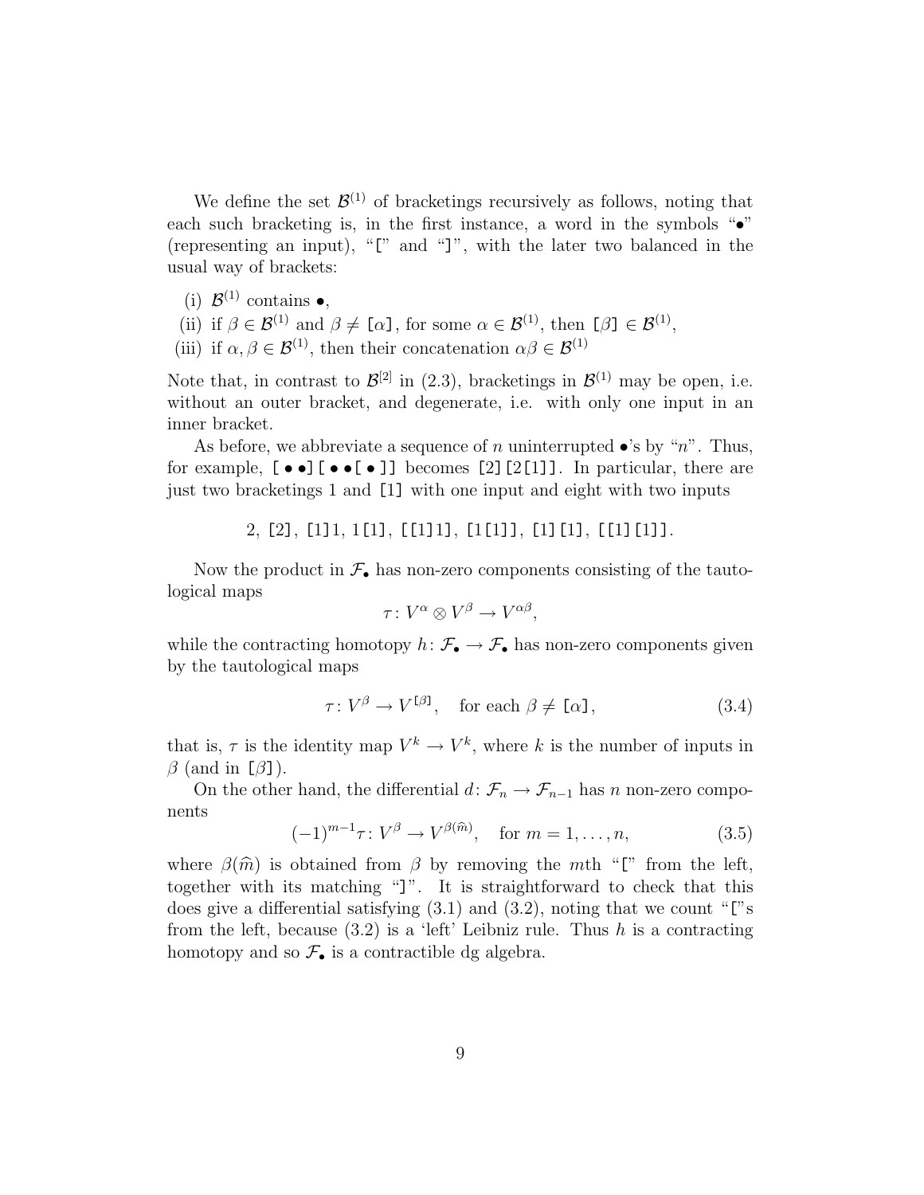We define the set $\mathcal{B}^{(1)}$ of bracketings recursively as follows, noting that each such bracketing is, in the first instance, a word in the symbols "$\bullet$" (representing an input), "`[`" and "`]`", with the later two balanced in the usual way of brackets:

(i) $\mathcal{B}^{(1)}$ contains $\bullet$,
(ii) if $\beta \in \mathcal{B}^{(1)}$ and $\beta \neq \texttt{[}\alpha\texttt{]}$, for some $\alpha \in \mathcal{B}^{(1)}$, then $\texttt{[}\beta\texttt{]} \in \mathcal{B}^{(1)}$,
(iii) if $\alpha, \beta \in \mathcal{B}^{(1)}$, then their concatenation $\alpha\beta \in \mathcal{B}^{(1)}$

Note that, in contrast to $\mathcal{B}^{[2]}$ in (2.3), bracketings in $\mathcal{B}^{(1)}$ may be open, i.e. without an outer bracket, and degenerate, i.e. with only one input in an inner bracket.

As before, we abbreviate a sequence of $n$ uninterrupted $\bullet$'s by "$n$". Thus, for example, $\texttt{[}\bullet\bullet\texttt{]}\texttt{[}\bullet\bullet\texttt{[}\bullet\texttt{]]}$ becomes `[2][2[1]]`. In particular, there are just two bracketings 1 and `[1]` with one input and eight with two inputs

$$2,\ \texttt{[2]},\ \texttt{[1]1},\ \texttt{1[1]},\ \texttt{[[1]1]},\ \texttt{[1[1]]},\ \texttt{[1][1]},\ \texttt{[[1][1]]}.$$

Now the product in $\mathcal{F}_\bullet$ has non-zero components consisting of the tautological maps

$$\tau \colon V^\alpha \otimes V^\beta \to V^{\alpha\beta},$$

while the contracting homotopy $h \colon \mathcal{F}_\bullet \to \mathcal{F}_\bullet$ has non-zero components given by the tautological maps

$$\tau \colon V^\beta \to V^{\texttt{[}\beta\texttt{]}}, \quad \text{for each } \beta \neq \texttt{[}\alpha\texttt{]}, \tag{3.4}$$

that is, $\tau$ is the identity map $V^k \to V^k$, where $k$ is the number of inputs in $\beta$ (and in $\texttt{[}\beta\texttt{]}$).

On the other hand, the differential $d \colon \mathcal{F}_n \to \mathcal{F}_{n-1}$ has $n$ non-zero components

$$(-1)^{m-1}\tau \colon V^\beta \to V^{\beta(\widehat{m})}, \quad \text{for } m = 1, \dots, n, \tag{3.5}$$

where $\beta(\widehat{m})$ is obtained from $\beta$ by removing the $m$th "`[`" from the left, together with its matching "`]`". It is straightforward to check that this does give a differential satisfying (3.1) and (3.2), noting that we count "`[`"s from the left, because (3.2) is a 'left' Leibniz rule. Thus $h$ is a contracting homotopy and so $\mathcal{F}_\bullet$ is a contractible dg algebra.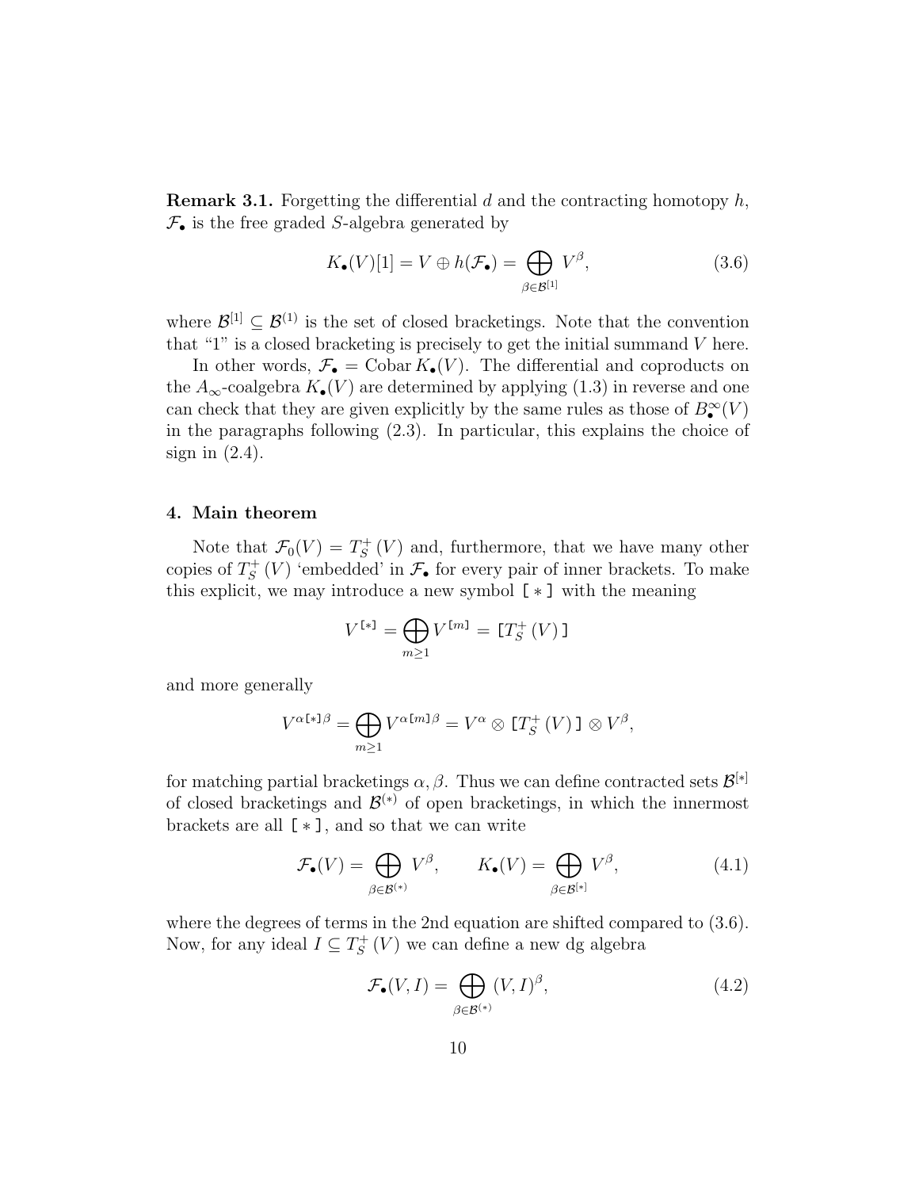**Remark 3.1.** Forgetting the differential $d$ and the contracting homotopy $h$, $\mathcal{F}_\bullet$ is the free graded $S$-algebra generated by

$$K_\bullet(V)[1] = V \oplus h(\mathcal{F}_\bullet) = \bigoplus_{\beta \in \mathcal{B}^{[1]}} V^\beta, \tag{3.6}$$

where $\mathcal{B}^{[1]} \subseteq \mathcal{B}^{(1)}$ is the set of closed bracketings. Note that the convention that "1" is a closed bracketing is precisely to get the initial summand $V$ here.

In other words, $\mathcal{F}_\bullet = \operatorname{Cobar} K_\bullet(V)$. The differential and coproducts on the $A_\infty$-coalgebra $K_\bullet(V)$ are determined by applying (1.3) in reverse and one can check that they are given explicitly by the same rules as those of $B^\infty_\bullet(V)$ in the paragraphs following (2.3). In particular, this explains the choice of sign in (2.4).

## 4. Main theorem

Note that $\mathcal{F}_0(V) = T^+_S(V)$ and, furthermore, that we have many other copies of $T^+_S(V)$ 'embedded' in $\mathcal{F}_\bullet$ for every pair of inner brackets. To make this explicit, we may introduce a new symbol $\texttt{[} * \texttt{]}$ with the meaning

$$V^{\texttt{[}*\texttt{]}} = \bigoplus_{m \geq 1} V^{\texttt{[}m\texttt{]}} = \texttt{[} T^+_S(V) \texttt{]}$$

and more generally

$$V^{\alpha \texttt{[}*\texttt{]} \beta} = \bigoplus_{m \geq 1} V^{\alpha \texttt{[}m\texttt{]} \beta} = V^\alpha \otimes \texttt{[} T^+_S(V) \texttt{]} \otimes V^\beta,$$

for matching partial bracketings $\alpha, \beta$. Thus we can define contracted sets $\mathcal{B}^{[*]}$ of closed bracketings and $\mathcal{B}^{(*)}$ of open bracketings, in which the innermost brackets are all $\texttt{[} * \texttt{]}$, and so that we can write

$$\mathcal{F}_\bullet(V) = \bigoplus_{\beta \in \mathcal{B}^{(*)}} V^\beta, \qquad K_\bullet(V) = \bigoplus_{\beta \in \mathcal{B}^{[*]}} V^\beta, \tag{4.1}$$

where the degrees of terms in the 2nd equation are shifted compared to (3.6). Now, for any ideal $I \subseteq T^+_S(V)$ we can define a new dg algebra

$$\mathcal{F}_\bullet(V, I) = \bigoplus_{\beta \in \mathcal{B}^{(*)}} (V, I)^\beta, \tag{4.2}$$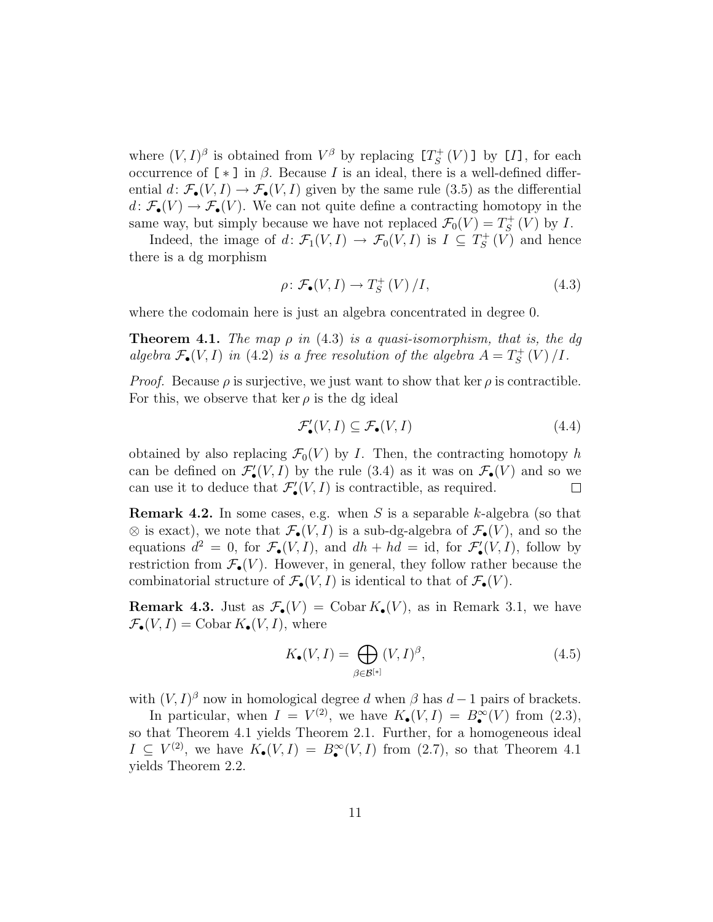where $(V,I)^\beta$ is obtained from $V^\beta$ by replacing $[T_S^+(V)]$ by $[I]$, for each occurrence of $[\,*\,]$ in $\beta$. Because $I$ is an ideal, there is a well-defined differential $d\colon \mathcal{F}_\bullet(V,I) \to \mathcal{F}_\bullet(V,I)$ given by the same rule (3.5) as the differential $d\colon \mathcal{F}_\bullet(V) \to \mathcal{F}_\bullet(V)$. We can not quite define a contracting homotopy in the same way, but simply because we have not replaced $\mathcal{F}_0(V) = T_S^+(V)$ by $I$.

Indeed, the image of $d\colon \mathcal{F}_1(V,I) \to \mathcal{F}_0(V,I)$ is $I \subseteq T_S^+(V)$ and hence there is a dg morphism

$$\rho\colon \mathcal{F}_\bullet(V,I) \to T_S^+(V)/I, \tag{4.3}$$

where the codomain here is just an algebra concentrated in degree 0.

**Theorem 4.1.** *The map $\rho$ in* (4.3) *is a quasi-isomorphism, that is, the dg algebra $\mathcal{F}_\bullet(V,I)$ in* (4.2) *is a free resolution of the algebra $A = T_S^+(V)/I$.*

*Proof.* Because $\rho$ is surjective, we just want to show that $\ker\rho$ is contractible. For this, we observe that $\ker\rho$ is the dg ideal

$$\mathcal{F}'_\bullet(V,I) \subseteq \mathcal{F}_\bullet(V,I) \tag{4.4}$$

obtained by also replacing $\mathcal{F}_0(V)$ by $I$. Then, the contracting homotopy $h$ can be defined on $\mathcal{F}'_\bullet(V,I)$ by the rule (3.4) as it was on $\mathcal{F}_\bullet(V)$ and so we can use it to deduce that $\mathcal{F}'_\bullet(V,I)$ is contractible, as required. □

**Remark 4.2.** In some cases, e.g. when $S$ is a separable $k$-algebra (so that $\otimes$ is exact), we note that $\mathcal{F}_\bullet(V,I)$ is a sub-dg-algebra of $\mathcal{F}_\bullet(V)$, and so the equations $d^2 = 0$, for $\mathcal{F}_\bullet(V,I)$, and $dh + hd = \mathrm{id}$, for $\mathcal{F}'_\bullet(V,I)$, follow by restriction from $\mathcal{F}_\bullet(V)$. However, in general, they follow rather because the combinatorial structure of $\mathcal{F}_\bullet(V,I)$ is identical to that of $\mathcal{F}_\bullet(V)$.

**Remark 4.3.** Just as $\mathcal{F}_\bullet(V) = \operatorname{Cobar} K_\bullet(V)$, as in Remark 3.1, we have $\mathcal{F}_\bullet(V,I) = \operatorname{Cobar} K_\bullet(V,I)$, where

$$K_\bullet(V,I) = \bigoplus_{\beta\in\mathcal{B}^{[*]}} (V,I)^\beta, \tag{4.5}$$

with $(V,I)^\beta$ now in homological degree $d$ when $\beta$ has $d-1$ pairs of brackets.

In particular, when $I = V^{(2)}$, we have $K_\bullet(V,I) = B^\infty_\bullet(V)$ from (2.3), so that Theorem 4.1 yields Theorem 2.1. Further, for a homogeneous ideal $I \subseteq V^{(2)}$, we have $K_\bullet(V,I) = B^\infty_\bullet(V,I)$ from (2.7), so that Theorem 4.1 yields Theorem 2.2.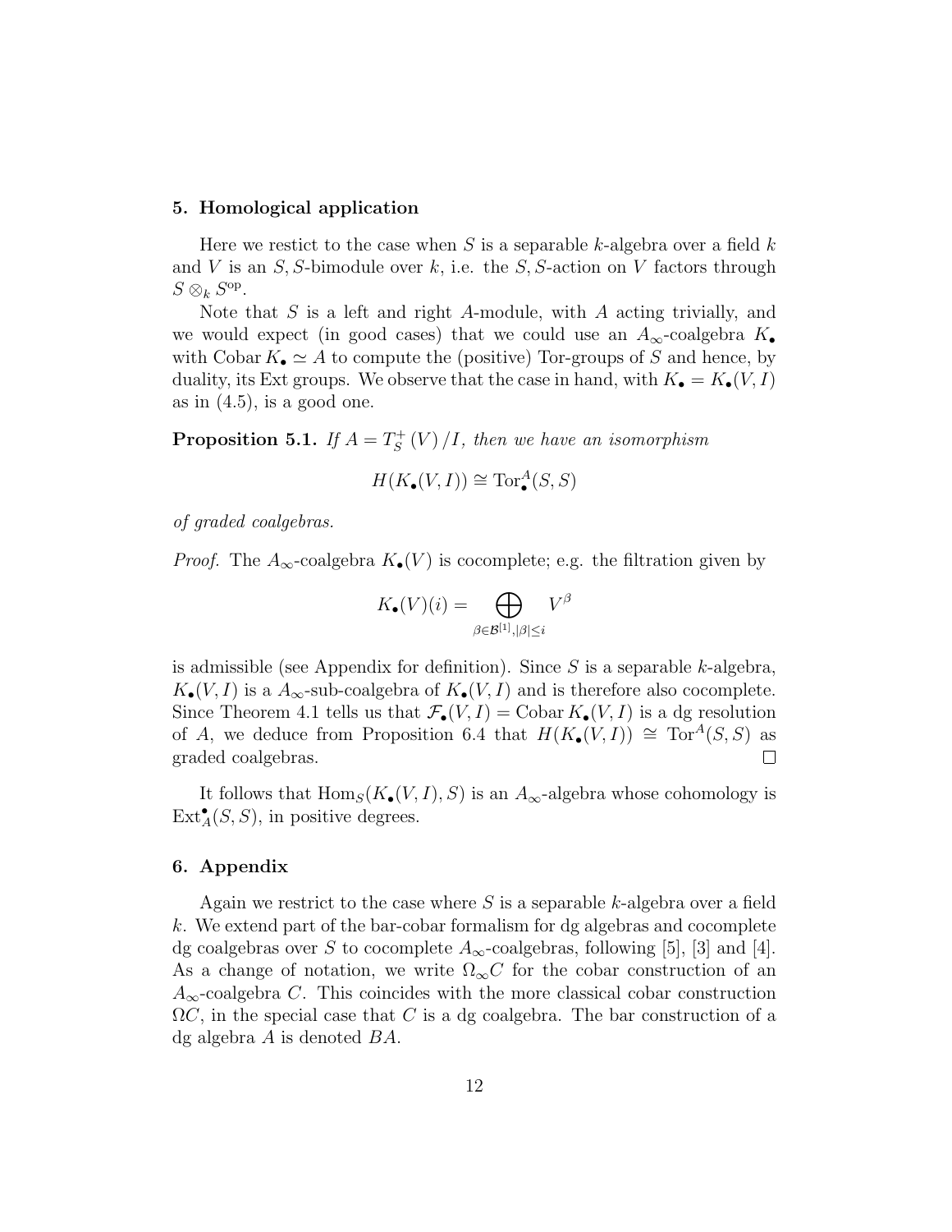## 5. Homological application

Here we restict to the case when $S$ is a separable $k$-algebra over a field $k$ and $V$ is an $S,S$-bimodule over $k$, i.e. the $S,S$-action on $V$ factors through $S \otimes_k S^{\mathrm{op}}$.

Note that $S$ is a left and right $A$-module, with $A$ acting trivially, and we would expect (in good cases) that we could use an $A_\infty$-coalgebra $K_\bullet$ with Cobar $K_\bullet \simeq A$ to compute the (positive) Tor-groups of $S$ and hence, by duality, its Ext groups. We observe that the case in hand, with $K_\bullet = K_\bullet(V,I)$ as in (4.5), is a good one.

**Proposition 5.1.** *If $A = T_S^+(V)/I$, then we have an isomorphism*

$$H(K_\bullet(V,I)) \cong \mathrm{Tor}_\bullet^A(S,S)$$

*of graded coalgebras.*

*Proof.* The $A_\infty$-coalgebra $K_\bullet(V)$ is cocomplete; e.g. the filtration given by

$$K_\bullet(V)(i) = \bigoplus_{\beta \in \mathcal{B}^{[1]}, |\beta| \le i} V^\beta$$

is admissible (see Appendix for definition). Since $S$ is a separable $k$-algebra, $K_\bullet(V,I)$ is a $A_\infty$-sub-coalgebra of $K_\bullet(V,I)$ and is therefore also cocomplete. Since Theorem 4.1 tells us that $\mathcal{F}_\bullet(V,I) = \mathrm{Cobar}\, K_\bullet(V,I)$ is a dg resolution of $A$, we deduce from Proposition 6.4 that $H(K_\bullet(V,I)) \cong \mathrm{Tor}^A(S,S)$ as graded coalgebras. □

It follows that $\mathrm{Hom}_S(K_\bullet(V,I), S)$ is an $A_\infty$-algebra whose cohomology is $\mathrm{Ext}_A^\bullet(S,S)$, in positive degrees.

## 6. Appendix

Again we restrict to the case where $S$ is a separable $k$-algebra over a field $k$. We extend part of the bar-cobar formalism for dg algebras and cocomplete dg coalgebras over $S$ to cocomplete $A_\infty$-coalgebras, following [5], [3] and [4]. As a change of notation, we write $\Omega_\infty C$ for the cobar construction of an $A_\infty$-coalgebra $C$. This coincides with the more classical cobar construction $\Omega C$, in the special case that $C$ is a dg coalgebra. The bar construction of a dg algebra $A$ is denoted $BA$.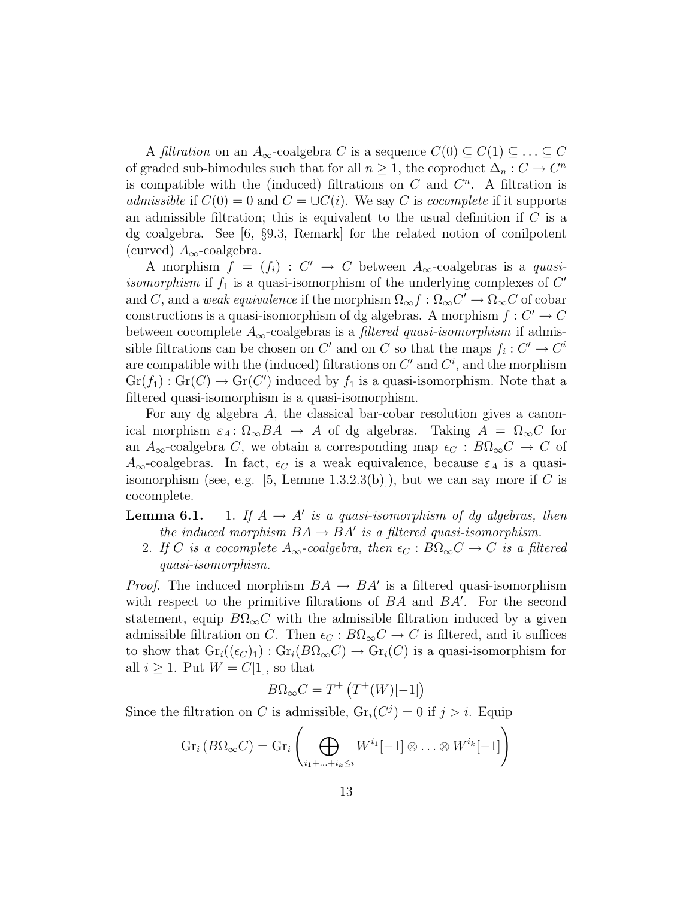A *filtration* on an $A_\infty$-coalgebra $C$ is a sequence $C(0) \subseteq C(1) \subseteq \ldots \subseteq C$ of graded sub-bimodules such that for all $n \geq 1$, the coproduct $\Delta_n : C \to C^n$ is compatible with the (induced) filtrations on $C$ and $C^n$. A filtration is *admissible* if $C(0) = 0$ and $C = \cup C(i)$. We say $C$ is *cocomplete* if it supports an admissible filtration; this is equivalent to the usual definition if $C$ is a dg coalgebra. See [6, §9.3, Remark] for the related notion of conilpotent (curved) $A_\infty$-coalgebra.

A morphism $f = (f_i) : C' \to C$ between $A_\infty$-coalgebras is a *quasi-isomorphism* if $f_1$ is a quasi-isomorphism of the underlying complexes of $C'$ and $C$, and a *weak equivalence* if the morphism $\Omega_\infty f : \Omega_\infty C' \to \Omega_\infty C$ of cobar constructions is a quasi-isomorphism of dg algebras. A morphism $f : C' \to C$ between cocomplete $A_\infty$-coalgebras is a *filtered quasi-isomorphism* if admissible filtrations can be chosen on $C'$ and on $C$ so that the maps $f_i : C' \to C^i$ are compatible with the (induced) filtrations on $C'$ and $C^i$, and the morphism $\mathrm{Gr}(f_1) : \mathrm{Gr}(C) \to \mathrm{Gr}(C')$ induced by $f_1$ is a quasi-isomorphism. Note that a filtered quasi-isomorphism is a quasi-isomorphism.

For any dg algebra $A$, the classical bar-cobar resolution gives a canonical morphism $\varepsilon_A \colon \Omega_\infty BA \to A$ of dg algebras. Taking $A = \Omega_\infty C$ for an $A_\infty$-coalgebra $C$, we obtain a corresponding map $\epsilon_C : B\Omega_\infty C \to C$ of $A_\infty$-coalgebras. In fact, $\epsilon_C$ is a weak equivalence, because $\varepsilon_A$ is a quasi-isomorphism (see, e.g. [5, Lemme 1.3.2.3(b)]), but we can say more if $C$ is cocomplete.

**Lemma 6.1.** 1. *If $A \to A'$ is a quasi-isomorphism of dg algebras, then the induced morphism $BA \to BA'$ is a filtered quasi-isomorphism.*

2. *If $C$ is a cocomplete $A_\infty$-coalgebra, then $\epsilon_C : B\Omega_\infty C \to C$ is a filtered quasi-isomorphism.*

*Proof.* The induced morphism $BA \to BA'$ is a filtered quasi-isomorphism with respect to the primitive filtrations of $BA$ and $BA'$. For the second statement, equip $B\Omega_\infty C$ with the admissible filtration induced by a given admissible filtration on $C$. Then $\epsilon_C : B\Omega_\infty C \to C$ is filtered, and it suffices to show that $\mathrm{Gr}_i((\epsilon_C)_1) : \mathrm{Gr}_i(B\Omega_\infty C) \to \mathrm{Gr}_i(C)$ is a quasi-isomorphism for all $i \geq 1$. Put $W = C[1]$, so that

$$B\Omega_\infty C = T^+\left(T^+(W)[-1]\right)$$

Since the filtration on $C$ is admissible, $\mathrm{Gr}_i(C^j) = 0$ if $j > i$. Equip

$$\mathrm{Gr}_i\left(B\Omega_\infty C\right) = \mathrm{Gr}_i\left(\bigoplus_{i_1+\ldots+i_k \leq i} W^{i_1}[-1] \otimes \ldots \otimes W^{i_k}[-1]\right)$$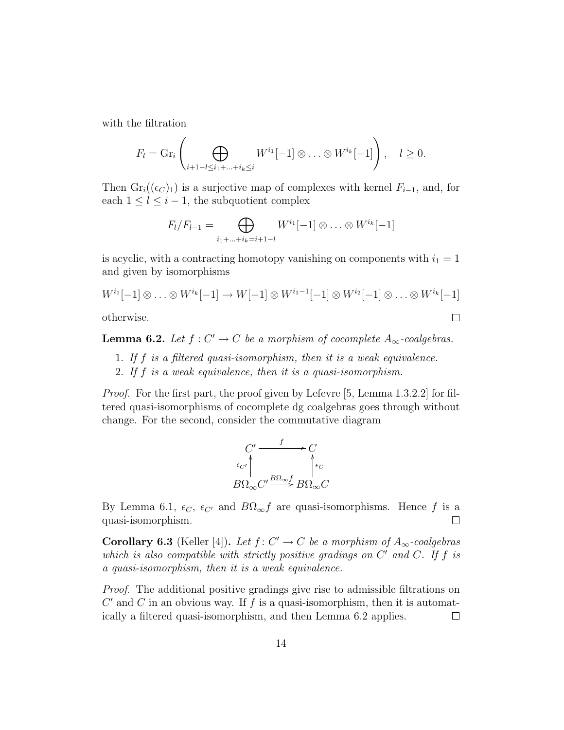with the filtration

$$F_l = \mathrm{Gr}_i \left( \bigoplus_{i+1-l \leq i_1 + \ldots + i_k \leq i} W^{i_1}[-1] \otimes \ldots \otimes W^{i_k}[-1] \right), \quad l \geq 0.$$

Then $\mathrm{Gr}_i((\epsilon_C)_1)$ is a surjective map of complexes with kernel $F_{i-1}$, and, for each $1 \leq l \leq i-1$, the subquotient complex

$$F_l / F_{l-1} = \bigoplus_{i_1 + \ldots + i_k = i+1-l} W^{i_1}[-1] \otimes \ldots \otimes W^{i_k}[-1]$$

is acyclic, with a contracting homotopy vanishing on components with $i_1 = 1$ and given by isomorphisms

$$W^{i_1}[-1] \otimes \ldots \otimes W^{i_k}[-1] \to W[-1] \otimes W^{i_1 - 1}[-1] \otimes W^{i_2}[-1] \otimes \ldots \otimes W^{i_k}[-1]$$

otherwise. $\square$

**Lemma 6.2.** *Let $f : C' \to C$ be a morphism of cocomplete $A_\infty$-coalgebras.*

1. *If $f$ is a filtered quasi-isomorphism, then it is a weak equivalence.*
2. *If $f$ is a weak equivalence, then it is a quasi-isomorphism.*

*Proof.* For the first part, the proof given by Lefevre [5, Lemma 1.3.2.2] for filtered quasi-isomorphisms of cocomplete dg coalgebras goes through without change. For the second, consider the commutative diagram

$$\begin{array}{ccc} C' & \xrightarrow{f} & C \\ \uparrow{\scriptstyle \epsilon_{C'}} & & \uparrow{\scriptstyle \epsilon_C} \\ B\Omega_\infty C' & \xrightarrow{B\Omega_\infty f} & B\Omega_\infty C \end{array}$$

By Lemma 6.1, $\epsilon_C$, $\epsilon_{C'}$ and $B\Omega_\infty f$ are quasi-isomorphisms. Hence $f$ is a quasi-isomorphism. $\square$

**Corollary 6.3** (Keller [4])**.** *Let $f : C' \to C$ be a morphism of $A_\infty$-coalgebras which is also compatible with strictly positive gradings on $C'$ and $C$. If $f$ is a quasi-isomorphism, then it is a weak equivalence.*

*Proof.* The additional positive gradings give rise to admissible filtrations on $C'$ and $C$ in an obvious way. If $f$ is a quasi-isomorphism, then it is automatically a filtered quasi-isomorphism, and then Lemma 6.2 applies. $\square$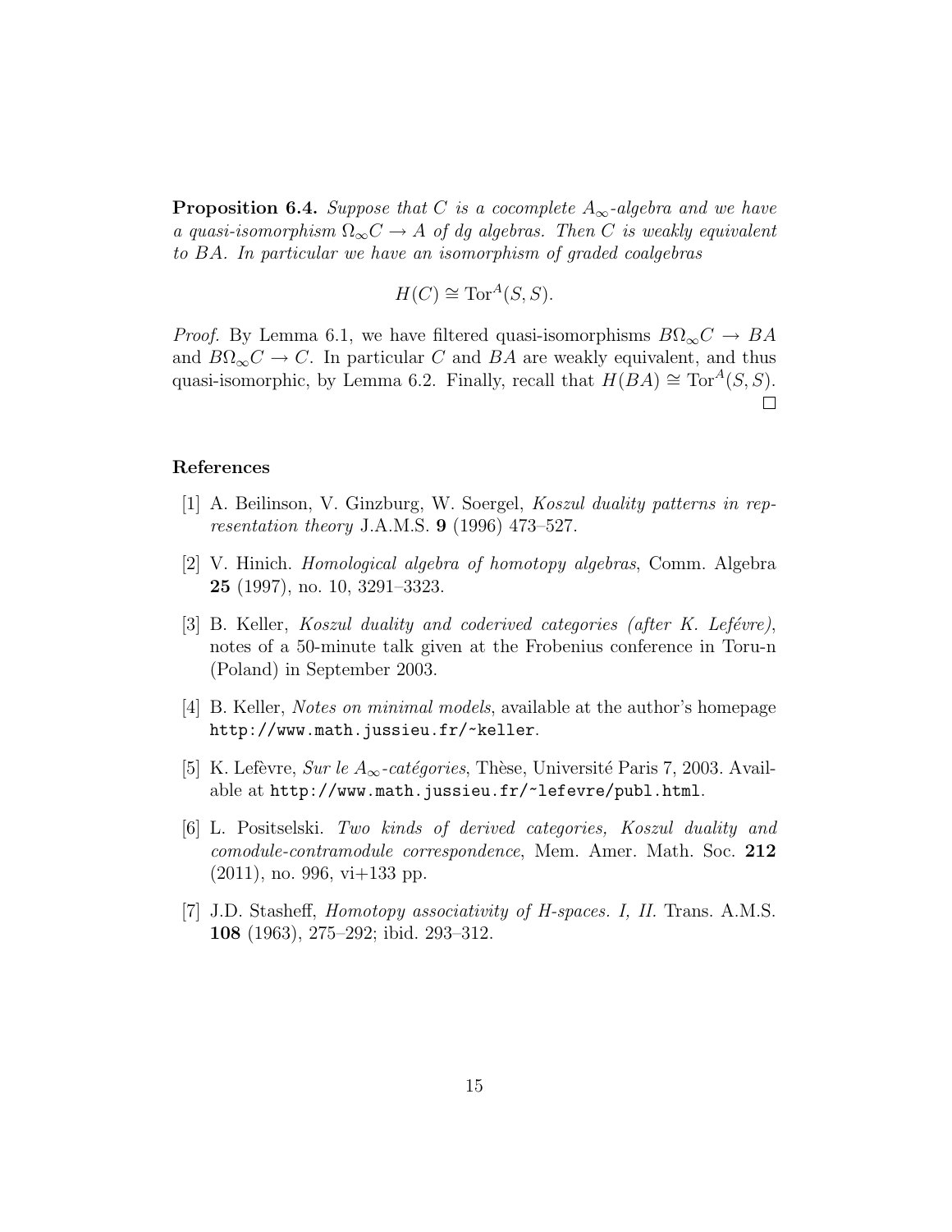**Proposition 6.4.** *Suppose that $C$ is a cocomplete $A_\infty$-algebra and we have a quasi-isomorphism $\Omega_\infty C \to A$ of dg algebras. Then $C$ is weakly equivalent to $BA$. In particular we have an isomorphism of graded coalgebras*

$$H(C) \cong \mathrm{Tor}^A(S, S).$$

*Proof.* By Lemma 6.1, we have filtered quasi-isomorphisms $B\Omega_\infty C \to BA$ and $B\Omega_\infty C \to C$. In particular $C$ and $BA$ are weakly equivalent, and thus quasi-isomorphic, by Lemma 6.2. Finally, recall that $H(BA) \cong \mathrm{Tor}^A(S, S)$. □

## References

[1] A. Beilinson, V. Ginzburg, W. Soergel, *Koszul duality patterns in representation theory* J.A.M.S. **9** (1996) 473–527.

[2] V. Hinich. *Homological algebra of homotopy algebras*, Comm. Algebra **25** (1997), no. 10, 3291–3323.

[3] B. Keller, *Koszul duality and coderived categories (after K. Lefévre)*, notes of a 50-minute talk given at the Frobenius conference in Toru-n (Poland) in September 2003.

[4] B. Keller, *Notes on minimal models*, available at the author's homepage `http://www.math.jussieu.fr/~keller`.

[5] K. Lefèvre, *Sur le $A_\infty$-catégories*, Thèse, Université Paris 7, 2003. Available at `http://www.math.jussieu.fr/~lefevre/publ.html`.

[6] L. Positselski. *Two kinds of derived categories, Koszul duality and comodule-contramodule correspondence*, Mem. Amer. Math. Soc. **212** (2011), no. 996, vi+133 pp.

[7] J.D. Stasheff, *Homotopy associativity of H-spaces. I, II.* Trans. A.M.S. **108** (1963), 275–292; ibid. 293–312.